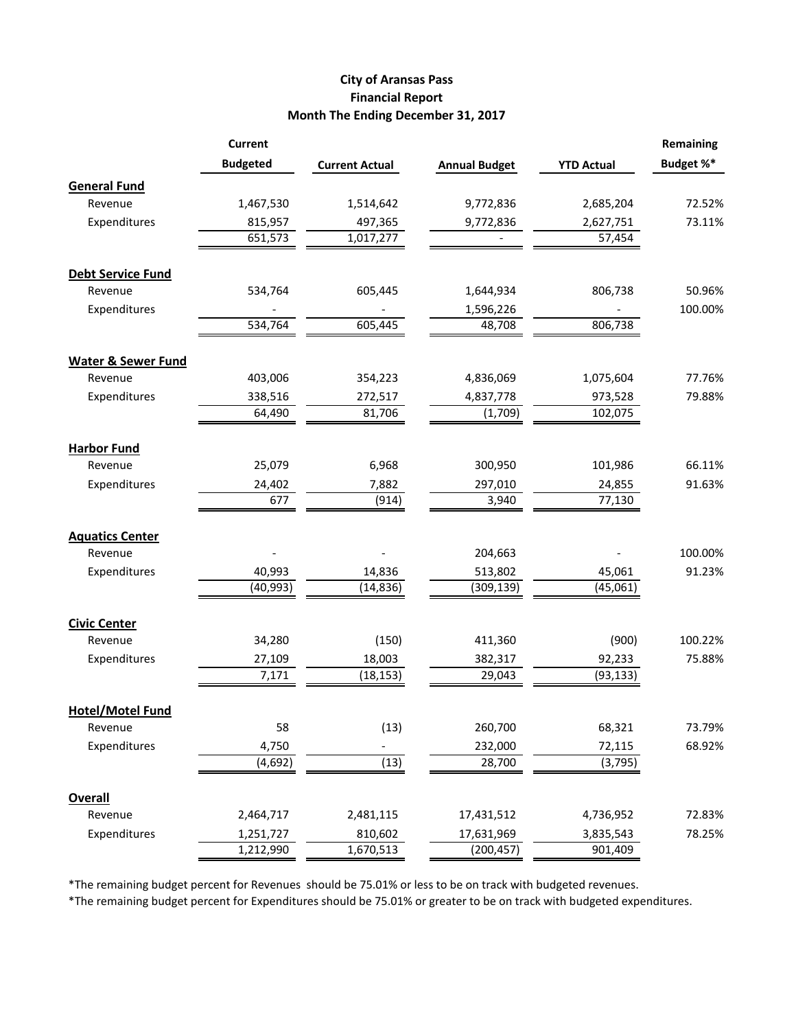# City of Aransas Pass
## Financial Report
## Month The Ending December 31, 2017

| | Current Budgeted | Current Actual | Annual Budget | YTD Actual | Remaining Budget %* |
|---|---|---|---|---|---|
| **General Fund** | | | | | |
| Revenue | 1,467,530 | 1,514,642 | 9,772,836 | 2,685,204 | 72.52% |
| Expenditures | 815,957 | 497,365 | 9,772,836 | 2,627,751 | 73.11% |
| | 651,573 | 1,017,277 | - | 57,454 | |
| **Debt Service Fund** | | | | | |
| Revenue | 534,764 | 605,445 | 1,644,934 | 806,738 | 50.96% |
| Expenditures | - | - | 1,596,226 | - | 100.00% |
| | 534,764 | 605,445 | 48,708 | 806,738 | |
| **Water & Sewer Fund** | | | | | |
| Revenue | 403,006 | 354,223 | 4,836,069 | 1,075,604 | 77.76% |
| Expenditures | 338,516 | 272,517 | 4,837,778 | 973,528 | 79.88% |
| | 64,490 | 81,706 | (1,709) | 102,075 | |
| **Harbor Fund** | | | | | |
| Revenue | 25,079 | 6,968 | 300,950 | 101,986 | 66.11% |
| Expenditures | 24,402 | 7,882 | 297,010 | 24,855 | 91.63% |
| | 677 | (914) | 3,940 | 77,130 | |
| **Aquatics Center** | | | | | |
| Revenue | - | - | 204,663 | - | 100.00% |
| Expenditures | 40,993 | 14,836 | 513,802 | 45,061 | 91.23% |
| | (40,993) | (14,836) | (309,139) | (45,061) | |
| **Civic Center** | | | | | |
| Revenue | 34,280 | (150) | 411,360 | (900) | 100.22% |
| Expenditures | 27,109 | 18,003 | 382,317 | 92,233 | 75.88% |
| | 7,171 | (18,153) | 29,043 | (93,133) | |
| **Hotel/Motel Fund** | | | | | |
| Revenue | 58 | (13) | 260,700 | 68,321 | 73.79% |
| Expenditures | 4,750 | - | 232,000 | 72,115 | 68.92% |
| | (4,692) | (13) | 28,700 | (3,795) | |
| **Overall** | | | | | |
| Revenue | 2,464,717 | 2,481,115 | 17,431,512 | 4,736,952 | 72.83% |
| Expenditures | 1,251,727 | 810,602 | 17,631,969 | 3,835,543 | 78.25% |
| | 1,212,990 | 1,670,513 | (200,457) | 901,409 | |

*The remaining budget percent for Revenues should be 75.01% or less to be on track with budgeted revenues.

*The remaining budget percent for Expenditures should be 75.01% or greater to be on track with budgeted expenditures.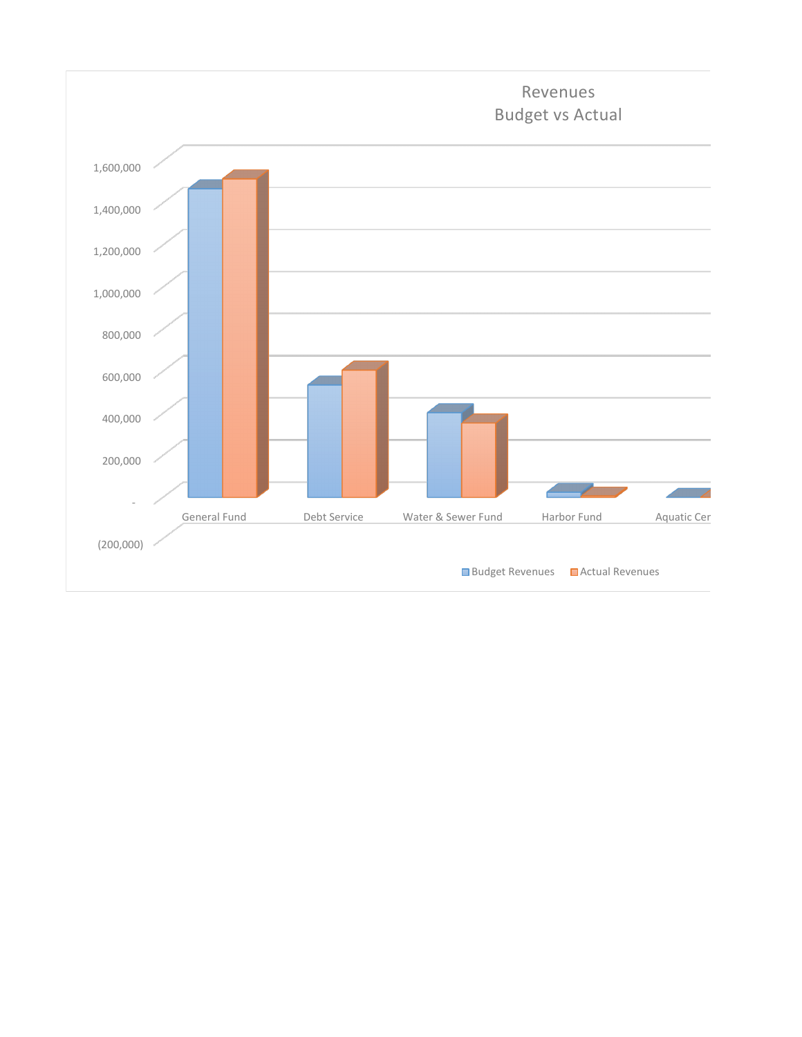Revenues
Budget vs Actual

1,600,000
1,400,000
1,200,000
1,000,000
800,000
600,000
400,000
200,000
-
(200,000)

General Fund | Debt Service | Water & Sewer Fund | Harbor Fund | Aquatic Cer

Budget Revenues | Actual Revenues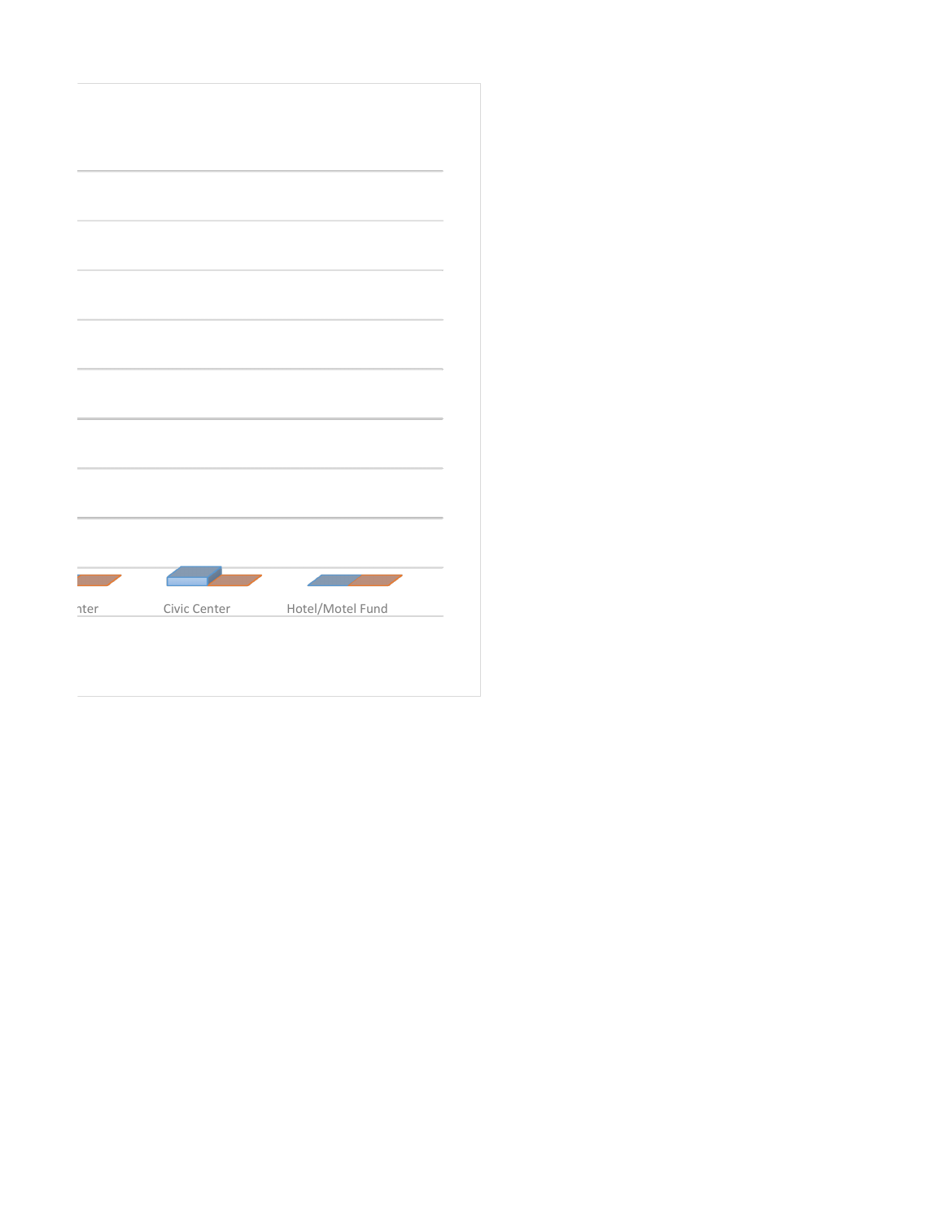nter

Civic Center

Hotel/Motel Fund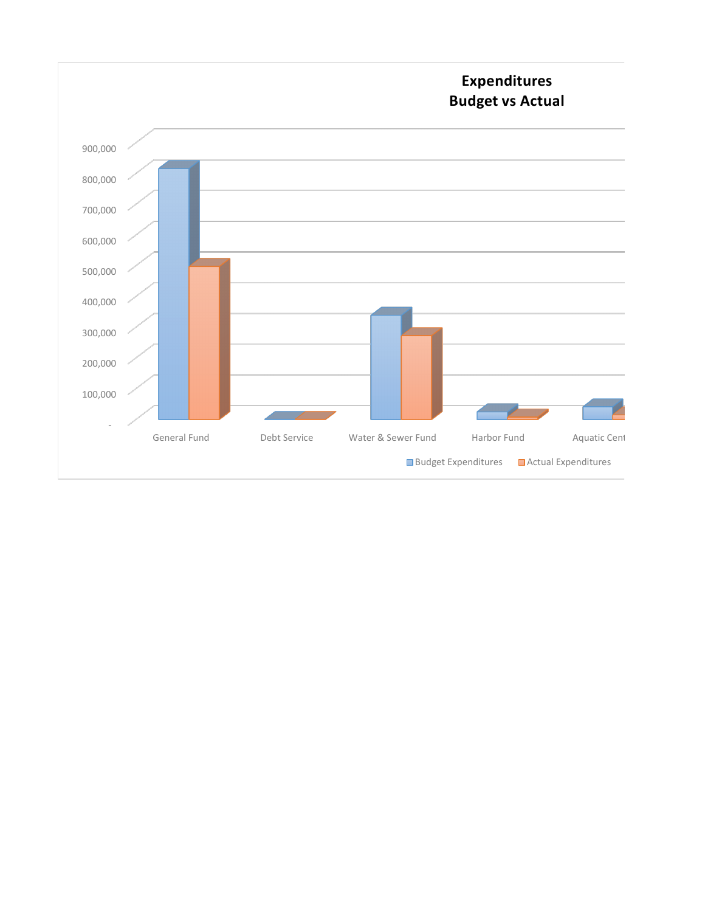**Expenditures**
**Budget vs Actual**

900,000
800,000
700,000
600,000
500,000
400,000
300,000
200,000
100,000
-

General Fund | Debt Service | Water & Sewer Fund | Harbor Fund | Aquatic Cent

Budget Expenditures | Actual Expenditures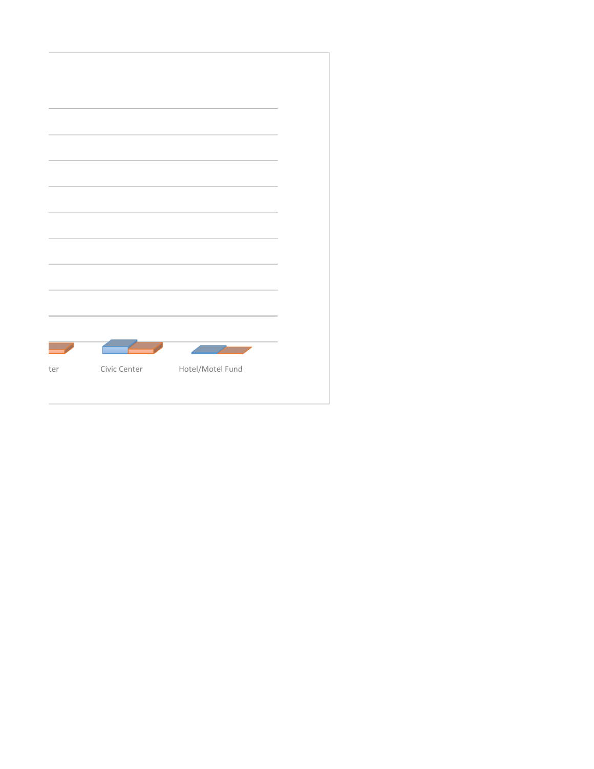ter

Civic Center

Hotel/Motel Fund